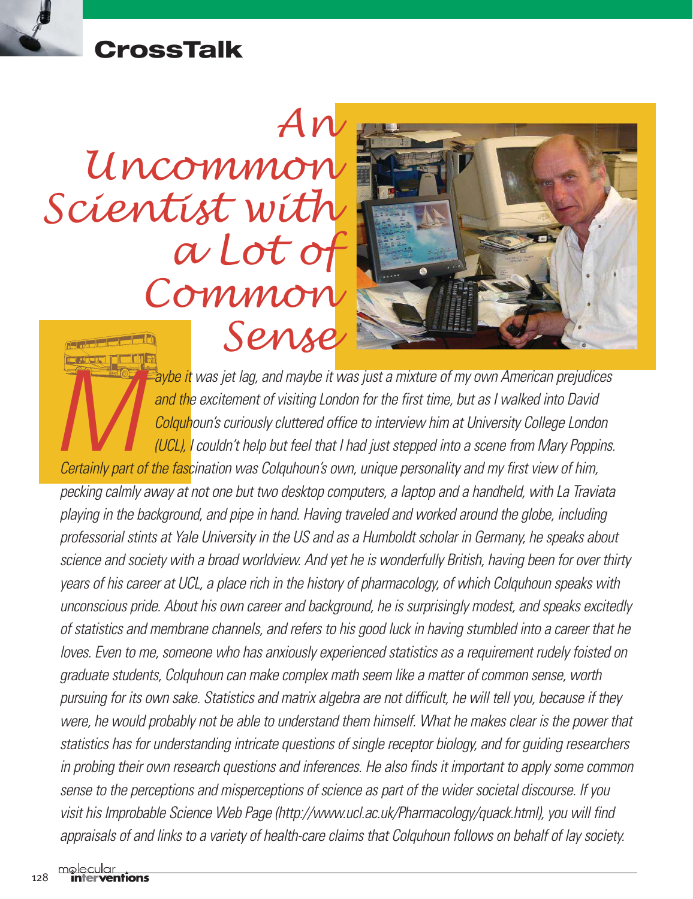# CrossTalk

# An Uncommon Scientist with a Lot of Common Sense

*Maybe it was jet lag, and maybe it was just a mixture of my own American prejudices and the excitement of visiting London for the first time, but as I walked into David Colquhoun's curiously cluttered office to interview him at University College London (UCL), I couldn't help but feel that I had just stepped into a scene from Mary Poppins. Certainly part of the fascination was Colquhoun's own, unique personality and my first view of him, pecking calmly away at not one but two desktop computers, a laptop and a handheld, with La Traviata playing in the background, and pipe in hand. Having traveled and worked around the globe, including professorial stints at Yale University in the US and as a Humboldt scholar in Germany, he speaks about science and society with a broad worldview. And yet he is wonderfully British, having been for over thirty years of his career at UCL, a place rich in the history of pharmacology, of which Colquhoun speaks with unconscious pride. About his own career and background, he is surprisingly modest, and speaks excitedly of statistics and membrane channels, and refers to his good luck in having stumbled into a career that he loves. Even to me, someone who has anxiously experienced statistics as a requirement rudely foisted on graduate students, Colquhoun can make complex math seem like a matter of common sense, worth pursuing for its own sake. Statistics and matrix algebra are not difficult, he will tell you, because if they were, he would probably not be able to understand them himself. What he makes clear is the power that statistics has for understanding intricate questions of single receptor biology, and for guiding researchers in probing their own research questions and inferences. He also finds it important to apply some common sense to the perceptions and misperceptions of science as part of the wider societal discourse. If you visit his Improbable Science Web Page (http://www.ucl.ac.uk/Pharmacology/quack.html), you will find appraisals of and links to a variety of health-care claims that Colquhoun follows on behalf of lay society.*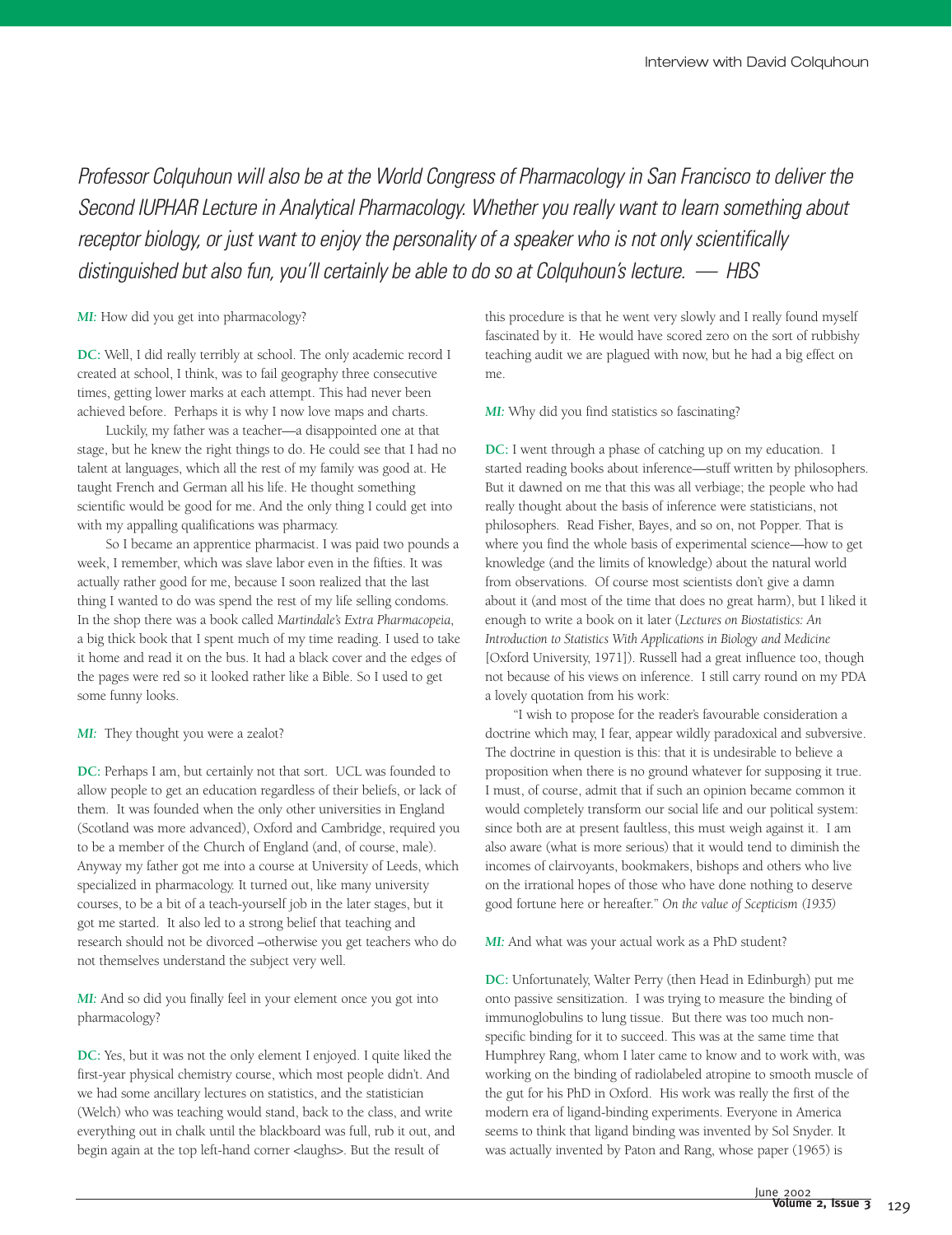*Professor Colquhoun will also be at the World Congress of Pharmacology in San Francisco to deliver the Second IUPHAR Lecture in Analytical Pharmacology. Whether you really want to learn something about receptor biology, or just want to enjoy the personality of a speaker who is not only scientifically distinguished but also fun, you'll certainly be able to do so at Colquhoun's lecture. — HBS*

***MI:*** How did you get into pharmacology?

**DC:** Well, I did really terribly at school. The only academic record I created at school, I think, was to fail geography three consecutive times, getting lower marks at each attempt. This had never been achieved before. Perhaps it is why I now love maps and charts.

Luckily, my father was a teacher—a disappointed one at that stage, but he knew the right things to do. He could see that I had no talent at languages, which all the rest of my family was good at. He taught French and German all his life. He thought something scientific would be good for me. And the only thing I could get into with my appalling qualifications was pharmacy.

So I became an apprentice pharmacist. I was paid two pounds a week, I remember, which was slave labor even in the fifties. It was actually rather good for me, because I soon realized that the last thing I wanted to do was spend the rest of my life selling condoms. In the shop there was a book called *Martindale's Extra Pharmacopeia*, a big thick book that I spent much of my time reading. I used to take it home and read it on the bus. It had a black cover and the edges of the pages were red so it looked rather like a Bible. So I used to get some funny looks.

***MI:*** They thought you were a zealot?

**DC:** Perhaps I am, but certainly not that sort. UCL was founded to allow people to get an education regardless of their beliefs, or lack of them. It was founded when the only other universities in England (Scotland was more advanced), Oxford and Cambridge, required you to be a member of the Church of England (and, of course, male). Anyway my father got me into a course at University of Leeds, which specialized in pharmacology. It turned out, like many university courses, to be a bit of a teach-yourself job in the later stages, but it got me started. It also led to a strong belief that teaching and research should not be divorced –otherwise you get teachers who do not themselves understand the subject very well.

***MI:*** And so did you finally feel in your element once you got into pharmacology?

**DC:** Yes, but it was not the only element I enjoyed. I quite liked the first-year physical chemistry course, which most people didn't. And we had some ancillary lectures on statistics, and the statistician (Welch) who was teaching would stand, back to the class, and write everything out in chalk until the blackboard was full, rub it out, and begin again at the top left-hand corner <laughs>. But the result of this procedure is that he went very slowly and I really found myself fascinated by it. He would have scored zero on the sort of rubbishy teaching audit we are plagued with now, but he had a big effect on me.

***MI:*** Why did you find statistics so fascinating?

**DC:** I went through a phase of catching up on my education. I started reading books about inference—stuff written by philosophers. But it dawned on me that this was all verbiage; the people who had really thought about the basis of inference were statisticians, not philosophers. Read Fisher, Bayes, and so on, not Popper. That is where you find the whole basis of experimental science—how to get knowledge (and the limits of knowledge) about the natural world from observations. Of course most scientists don't give a damn about it (and most of the time that does no great harm), but I liked it enough to write a book on it later (*Lectures on Biostatistics: An Introduction to Statistics With Applications in Biology and Medicine* [Oxford University, 1971]). Russell had a great influence too, though not because of his views on inference. I still carry round on my PDA a lovely quotation from his work:

"I wish to propose for the reader's favourable consideration a doctrine which may, I fear, appear wildly paradoxical and subversive. The doctrine in question is this: that it is undesirable to believe a proposition when there is no ground whatever for supposing it true. I must, of course, admit that if such an opinion became common it would completely transform our social life and our political system: since both are at present faultless, this must weigh against it. I am also aware (what is more serious) that it would tend to diminish the incomes of clairvoyants, bookmakers, bishops and others who live on the irrational hopes of those who have done nothing to deserve good fortune here or hereafter." *On the value of Scepticism (1935)*

***MI:*** And what was your actual work as a PhD student?

**DC:** Unfortunately, Walter Perry (then Head in Edinburgh) put me onto passive sensitization. I was trying to measure the binding of immunoglobulins to lung tissue. But there was too much non-specific binding for it to succeed. This was at the same time that Humphrey Rang, whom I later came to know and to work with, was working on the binding of radiolabeled atropine to smooth muscle of the gut for his PhD in Oxford. His work was really the first of the modern era of ligand-binding experiments. Everyone in America seems to think that ligand binding was invented by Sol Snyder. It was actually invented by Paton and Rang, whose paper (1965) is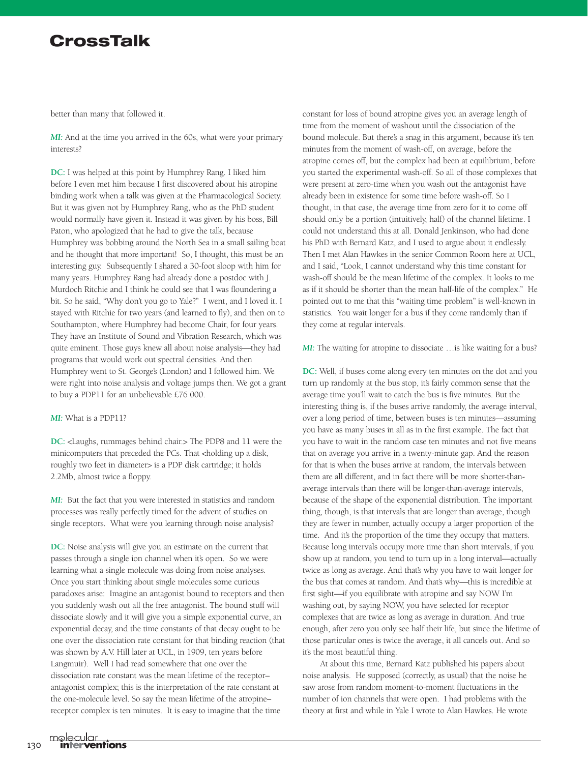better than many that followed it.

***MI:*** And at the time you arrived in the 60s, what were your primary interests?

**DC:** I was helped at this point by Humphrey Rang. I liked him before I even met him because I first discovered about his atropine binding work when a talk was given at the Pharmacological Society. But it was given not by Humphrey Rang, who as the PhD student would normally have given it. Instead it was given by his boss, Bill Paton, who apologized that he had to give the talk, because Humphrey was bobbing around the North Sea in a small sailing boat and he thought that more important! So, I thought, this must be an interesting guy. Subsequently I shared a 30-foot sloop with him for many years. Humphrey Rang had already done a postdoc with J. Murdoch Ritchie and I think he could see that I was floundering a bit. So he said, "Why don't you go to Yale?" I went, and I loved it. I stayed with Ritchie for two years (and learned to fly), and then on to Southampton, where Humphrey had become Chair, for four years. They have an Institute of Sound and Vibration Research, which was quite eminent. Those guys knew all about noise analysis—they had programs that would work out spectral densities. And then Humphrey went to St. George's (London) and I followed him. We were right into noise analysis and voltage jumps then. We got a grant to buy a PDP11 for an unbelievable £76 000.

***MI:*** What is a PDP11?

**DC:** <Laughs, rummages behind chair.> The PDP8 and 11 were the minicomputers that preceded the PCs. That <holding up a disk, roughly two feet in diameter> is a PDP disk cartridge; it holds 2.2Mb, almost twice a floppy.

***MI:*** But the fact that you were interested in statistics and random processes was really perfectly timed for the advent of studies on single receptors. What were you learning through noise analysis?

**DC:** Noise analysis will give you an estimate on the current that passes through a single ion channel when it's open. So we were learning what a single molecule was doing from noise analyses. Once you start thinking about single molecules some curious paradoxes arise: Imagine an antagonist bound to receptors and then you suddenly wash out all the free antagonist. The bound stuff will dissociate slowly and it will give you a simple exponential curve, an exponential decay, and the time constants of that decay ought to be one over the dissociation rate constant for that binding reaction (that was shown by A.V. Hill later at UCL, in 1909, ten years before Langmuir). Well I had read somewhere that one over the dissociation rate constant was the mean lifetime of the receptor–antagonist complex; this is the interpretation of the rate constant at the one-molecule level. So say the mean lifetime of the atropine–receptor complex is ten minutes. It is easy to imagine that the time constant for loss of bound atropine gives you an average length of time from the moment of washout until the dissociation of the bound molecule. But there's a snag in this argument, because it's ten minutes from the moment of wash-off, on average, before the atropine comes off, but the complex had been at equilibrium, before you started the experimental wash-off. So all of those complexes that were present at zero-time when you wash out the antagonist have already been in existence for some time before wash-off. So I thought, in that case, the average time from zero for it to come off should only be a portion (intuitively, half) of the channel lifetime. I could not understand this at all. Donald Jenkinson, who had done his PhD with Bernard Katz, and I used to argue about it endlessly. Then I met Alan Hawkes in the senior Common Room here at UCL, and I said, "Look, I cannot understand why this time constant for wash-off should be the mean lifetime of the complex. It looks to me as if it should be shorter than the mean half-life of the complex." He pointed out to me that this "waiting time problem" is well-known in statistics. You wait longer for a bus if they come randomly than if they come at regular intervals.

***MI:*** The waiting for atropine to dissociate …is like waiting for a bus?

**DC:** Well, if buses come along every ten minutes on the dot and you turn up randomly at the bus stop, it's fairly common sense that the average time you'll wait to catch the bus is five minutes. But the interesting thing is, if the buses arrive randomly, the average interval, over a long period of time, between buses is ten minutes—assuming you have as many buses in all as in the first example. The fact that you have to wait in the random case ten minutes and not five means that on average you arrive in a twenty-minute gap. And the reason for that is when the buses arrive at random, the intervals between them are all different, and in fact there will be more shorter-than-average intervals than there will be longer-than-average intervals, because of the shape of the exponential distribution. The important thing, though, is that intervals that are longer than average, though they are fewer in number, actually occupy a larger proportion of the time. And it's the proportion of the time they occupy that matters. Because long intervals occupy more time than short intervals, if you show up at random, you tend to turn up in a long interval—actually twice as long as average. And that's why you have to wait longer for the bus that comes at random. And that's why—this is incredible at first sight—if you equilibrate with atropine and say NOW I'm washing out, by saying NOW, you have selected for receptor complexes that are twice as long as average in duration. And true enough, after zero you only see half their life, but since the lifetime of those particular ones is twice the average, it all cancels out. And so it's the most beautiful thing.

At about this time, Bernard Katz published his papers about noise analysis. He supposed (correctly, as usual) that the noise he saw arose from random moment-to-moment fluctuations in the number of ion channels that were open. I had problems with the theory at first and while in Yale I wrote to Alan Hawkes. He wrote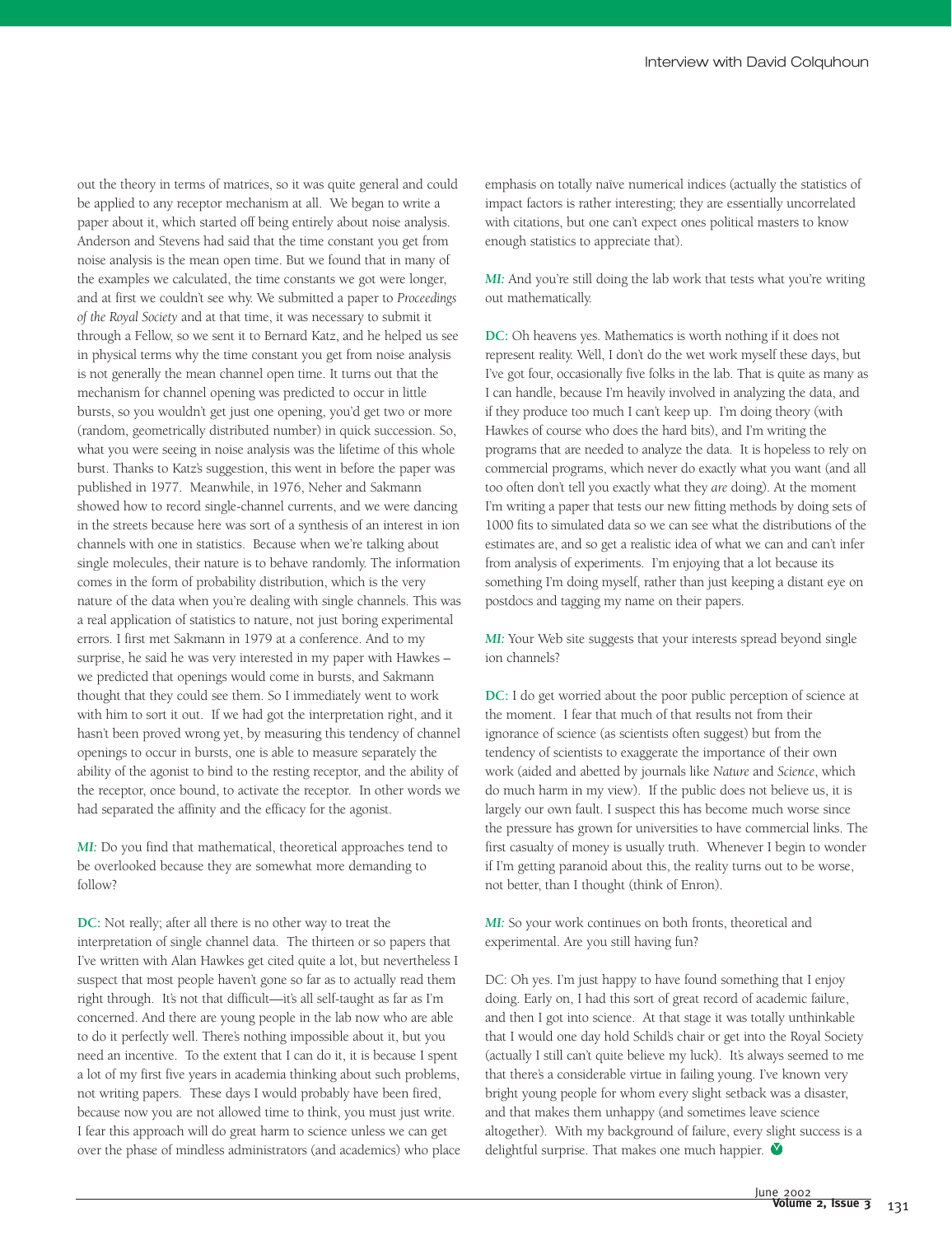out the theory in terms of matrices, so it was quite general and could be applied to any receptor mechanism at all. We began to write a paper about it, which started off being entirely about noise analysis. Anderson and Stevens had said that the time constant you get from noise analysis is the mean open time. But we found that in many of the examples we calculated, the time constants we got were longer, and at first we couldn't see why. We submitted a paper to *Proceedings of the Royal Society* and at that time, it was necessary to submit it through a Fellow, so we sent it to Bernard Katz, and he helped us see in physical terms why the time constant you get from noise analysis is not generally the mean channel open time. It turns out that the mechanism for channel opening was predicted to occur in little bursts, so you wouldn't get just one opening, you'd get two or more (random, geometrically distributed number) in quick succession. So, what you were seeing in noise analysis was the lifetime of this whole burst. Thanks to Katz's suggestion, this went in before the paper was published in 1977. Meanwhile, in 1976, Neher and Sakmann showed how to record single-channel currents, and we were dancing in the streets because here was sort of a synthesis of an interest in ion channels with one in statistics. Because when we're talking about single molecules, their nature is to behave randomly. The information comes in the form of probability distribution, which is the very nature of the data when you're dealing with single channels. This was a real application of statistics to nature, not just boring experimental errors. I first met Sakmann in 1979 at a conference. And to my surprise, he said he was very interested in my paper with Hawkes – we predicted that openings would come in bursts, and Sakmann thought that they could see them. So I immediately went to work with him to sort it out. If we had got the interpretation right, and it hasn't been proved wrong yet, by measuring this tendency of channel openings to occur in bursts, one is able to measure separately the ability of the agonist to bind to the resting receptor, and the ability of the receptor, once bound, to activate the receptor. In other words we had separated the affinity and the efficacy for the agonist.

***MI:*** Do you find that mathematical, theoretical approaches tend to be overlooked because they are somewhat more demanding to follow?

**DC:** Not really; after all there is no other way to treat the interpretation of single channel data. The thirteen or so papers that I've written with Alan Hawkes get cited quite a lot, but nevertheless I suspect that most people haven't gone so far as to actually read them right through. It's not that difficult—it's all self-taught as far as I'm concerned. And there are young people in the lab now who are able to do it perfectly well. There's nothing impossible about it, but you need an incentive. To the extent that I can do it, it is because I spent a lot of my first five years in academia thinking about such problems, not writing papers. These days I would probably have been fired, because now you are not allowed time to think, you must just write. I fear this approach will do great harm to science unless we can get over the phase of mindless administrators (and academics) who place emphasis on totally naïve numerical indices (actually the statistics of impact factors is rather interesting; they are essentially uncorrelated with citations, but one can't expect ones political masters to know enough statistics to appreciate that).

***MI:*** And you're still doing the lab work that tests what you're writing out mathematically.

**DC:** Oh heavens yes. Mathematics is worth nothing if it does not represent reality. Well, I don't do the wet work myself these days, but I've got four, occasionally five folks in the lab. That is quite as many as I can handle, because I'm heavily involved in analyzing the data, and if they produce too much I can't keep up. I'm doing theory (with Hawkes of course who does the hard bits), and I'm writing the programs that are needed to analyze the data. It is hopeless to rely on commercial programs, which never do exactly what you want (and all too often don't tell you exactly what they *are* doing). At the moment I'm writing a paper that tests our new fitting methods by doing sets of 1000 fits to simulated data so we can see what the distributions of the estimates are, and so get a realistic idea of what we can and can't infer from analysis of experiments. I'm enjoying that a lot because its something I'm doing myself, rather than just keeping a distant eye on postdocs and tagging my name on their papers.

***MI:*** Your Web site suggests that your interests spread beyond single ion channels?

**DC:** I do get worried about the poor public perception of science at the moment. I fear that much of that results not from their ignorance of science (as scientists often suggest) but from the tendency of scientists to exaggerate the importance of their own work (aided and abetted by journals like *Nature* and *Science*, which do much harm in my view). If the public does not believe us, it is largely our own fault. I suspect this has become much worse since the pressure has grown for universities to have commercial links. The first casualty of money is usually truth. Whenever I begin to wonder if I'm getting paranoid about this, the reality turns out to be worse, not better, than I thought (think of Enron).

***MI:*** So your work continues on both fronts, theoretical and experimental. Are you still having fun?

DC: Oh yes. I'm just happy to have found something that I enjoy doing. Early on, I had this sort of great record of academic failure, and then I got into science. At that stage it was totally unthinkable that I would one day hold Schild's chair or get into the Royal Society (actually I still can't quite believe my luck). It's always seemed to me that there's a considerable virtue in failing young. I've known very bright young people for whom every slight setback was a disaster, and that makes them unhappy (and sometimes leave science altogether). With my background of failure, every slight success is a delightful surprise. That makes one much happier.